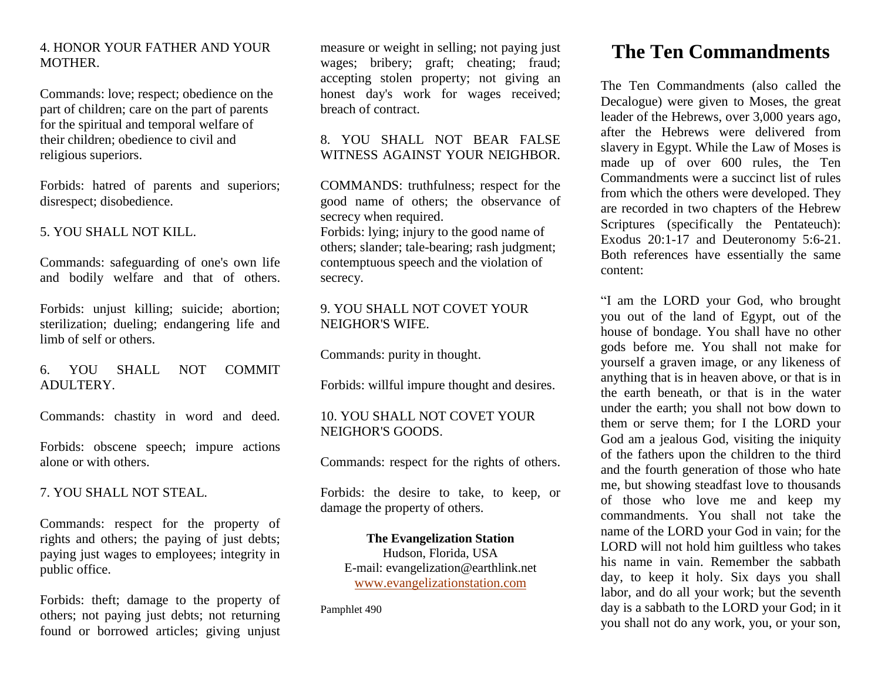4. HONOR YOUR FATHER AND YOUR MOTHER.

Commands: love; respect; obedience on the part of children; care on the part of parents for the spiritual and temporal welfare of their children; obedience to civil and religious superiors.

Forbids: hatred of parents and superiors; disrespect; disobedience.

5. YOU SHALL NOT KILL.

Commands: safeguarding of one's own life and bodily welfare and that of others.

Forbids: unjust killing; suicide; abortion; sterilization; dueling; endangering life and limb of self or others.

6. YOU SHALL NOT COMMIT ADULTERY.

Commands: chastity in word and deed.

Forbids: obscene speech; impure actions alone or with others.

7. YOU SHALL NOT STEAL.

Commands: respect for the property of rights and others; the paying of just debts; paying just wages to employees; integrity in public office.

Forbids: theft; damage to the property of others; not paying just debts; not returning found or borrowed articles; giving unjust measure or weight in selling; not paying just wages; bribery; graft; cheating; fraud; accepting stolen property; not giving an honest day's work for wages received; breach of contract.

8. YOU SHALL NOT BEAR FALSE WITNESS AGAINST YOUR NEIGHBOR.

COMMANDS: truthfulness; respect for the good name of others; the observance of secrecy when required.
Forbids: lying; injury to the good name of others; slander; tale-bearing; rash judgment; contemptuous speech and the violation of secrecy.

9. YOU SHALL NOT COVET YOUR NEIGHOR'S WIFE.

Commands: purity in thought.

Forbids: willful impure thought and desires.

10. YOU SHALL NOT COVET YOUR NEIGHOR'S GOODS.

Commands: respect for the rights of others.

Forbids: the desire to take, to keep, or damage the property of others.

**The Evangelization Station**
Hudson, Florida, USA
E-mail: evangelization@earthlink.net
www.evangelizationstation.com

Pamphlet 490

# The Ten Commandments

The Ten Commandments (also called the Decalogue) were given to Moses, the great leader of the Hebrews, over 3,000 years ago, after the Hebrews were delivered from slavery in Egypt. While the Law of Moses is made up of over 600 rules, the Ten Commandments were a succinct list of rules from which the others were developed. They are recorded in two chapters of the Hebrew Scriptures (specifically the Pentateuch): Exodus 20:1-17 and Deuteronomy 5:6-21. Both references have essentially the same content:

"I am the LORD your God, who brought you out of the land of Egypt, out of the house of bondage. You shall have no other gods before me. You shall not make for yourself a graven image, or any likeness of anything that is in heaven above, or that is in the earth beneath, or that is in the water under the earth; you shall not bow down to them or serve them; for I the LORD your God am a jealous God, visiting the iniquity of the fathers upon the children to the third and the fourth generation of those who hate me, but showing steadfast love to thousands of those who love me and keep my commandments. You shall not take the name of the LORD your God in vain; for the LORD will not hold him guiltless who takes his name in vain. Remember the sabbath day, to keep it holy. Six days you shall labor, and do all your work; but the seventh day is a sabbath to the LORD your God; in it you shall not do any work, you, or your son,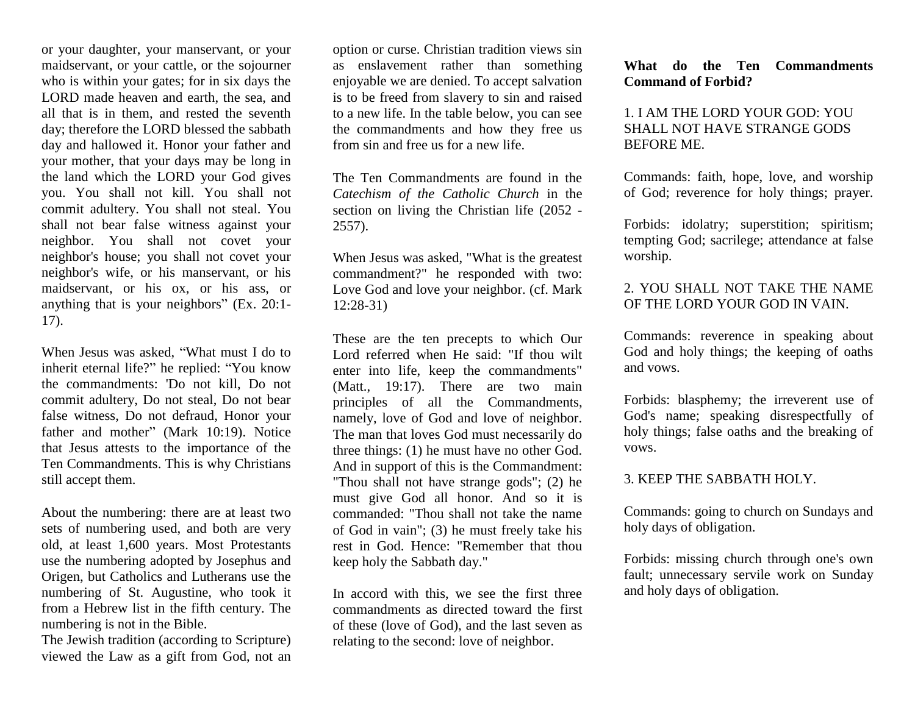or your daughter, your manservant, or your maidservant, or your cattle, or the sojourner who is within your gates; for in six days the LORD made heaven and earth, the sea, and all that is in them, and rested the seventh day; therefore the LORD blessed the sabbath day and hallowed it. Honor your father and your mother, that your days may be long in the land which the LORD your God gives you. You shall not kill. You shall not commit adultery. You shall not steal. You shall not bear false witness against your neighbor. You shall not covet your neighbor's house; you shall not covet your neighbor's wife, or his manservant, or his maidservant, or his ox, or his ass, or anything that is your neighbors" (Ex. 20:1-17).

When Jesus was asked, "What must I do to inherit eternal life?" he replied: "You know the commandments: 'Do not kill, Do not commit adultery, Do not steal, Do not bear false witness, Do not defraud, Honor your father and mother" (Mark 10:19). Notice that Jesus attests to the importance of the Ten Commandments. This is why Christians still accept them.

About the numbering: there are at least two sets of numbering used, and both are very old, at least 1,600 years. Most Protestants use the numbering adopted by Josephus and Origen, but Catholics and Lutherans use the numbering of St. Augustine, who took it from a Hebrew list in the fifth century. The numbering is not in the Bible.

The Jewish tradition (according to Scripture) viewed the Law as a gift from God, not an option or curse. Christian tradition views sin as enslavement rather than something enjoyable we are denied. To accept salvation is to be freed from slavery to sin and raised to a new life. In the table below, you can see the commandments and how they free us from sin and free us for a new life.

The Ten Commandments are found in the *Catechism of the Catholic Church* in the section on living the Christian life (2052 - 2557).

When Jesus was asked, "What is the greatest commandment?" he responded with two: Love God and love your neighbor. (cf. Mark 12:28-31)

These are the ten precepts to which Our Lord referred when He said: "If thou wilt enter into life, keep the commandments" (Matt., 19:17). There are two main principles of all the Commandments, namely, love of God and love of neighbor. The man that loves God must necessarily do three things: (1) he must have no other God. And in support of this is the Commandment: "Thou shall not have strange gods"; (2) he must give God all honor. And so it is commanded: "Thou shall not take the name of God in vain"; (3) he must freely take his rest in God. Hence: "Remember that thou keep holy the Sabbath day."

In accord with this, we see the first three commandments as directed toward the first of these (love of God), and the last seven as relating to the second: love of neighbor.

**What do the Ten Commandments Command of Forbid?**

1. I AM THE LORD YOUR GOD: YOU SHALL NOT HAVE STRANGE GODS BEFORE ME.

Commands: faith, hope, love, and worship of God; reverence for holy things; prayer.

Forbids: idolatry; superstition; spiritism; tempting God; sacrilege; attendance at false worship.

2. YOU SHALL NOT TAKE THE NAME OF THE LORD YOUR GOD IN VAIN.

Commands: reverence in speaking about God and holy things; the keeping of oaths and vows.

Forbids: blasphemy; the irreverent use of God's name; speaking disrespectfully of holy things; false oaths and the breaking of vows.

3. KEEP THE SABBATH HOLY.

Commands: going to church on Sundays and holy days of obligation.

Forbids: missing church through one's own fault; unnecessary servile work on Sunday and holy days of obligation.